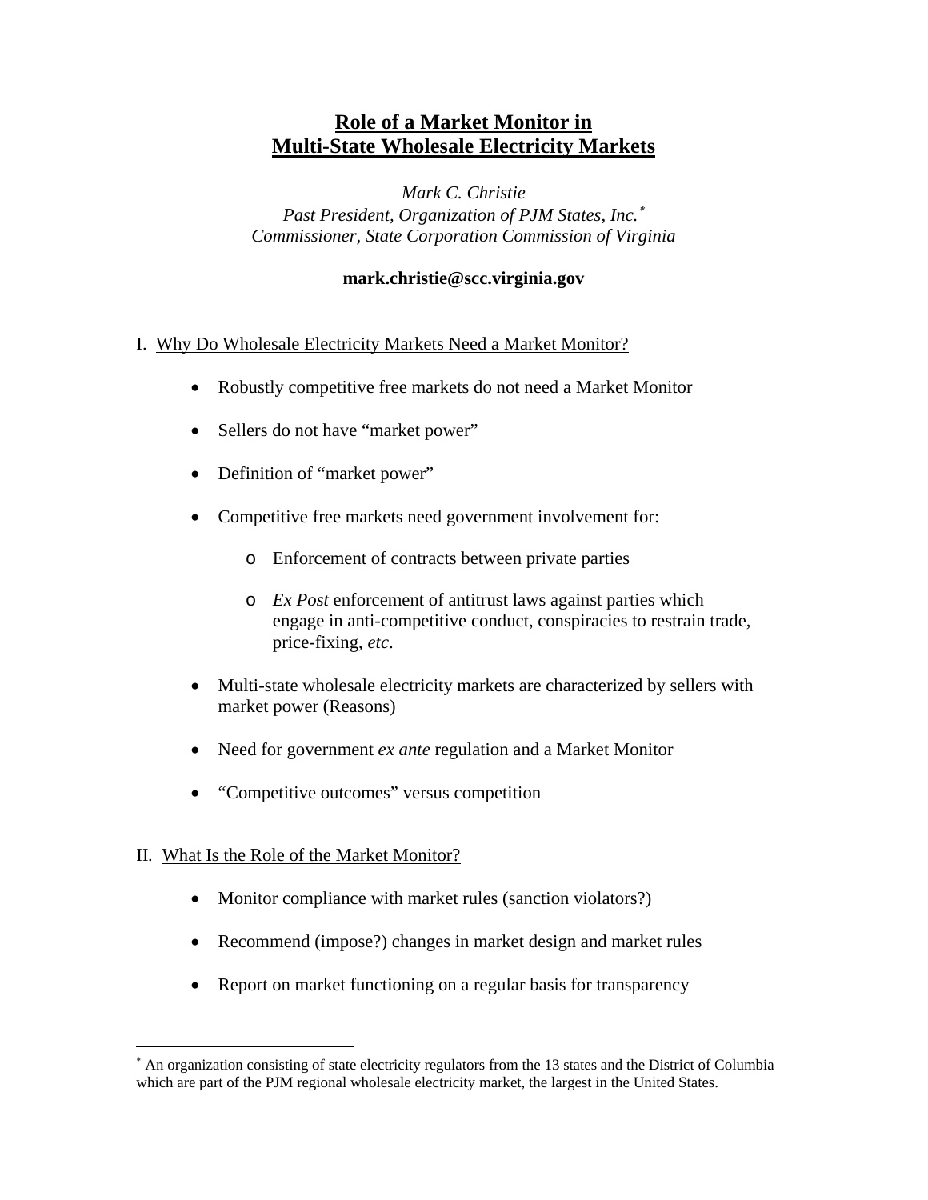# Role of a Market Monitor in Multi-State Wholesale Electricity Markets

*Mark C. Christie*
*Past President, Organization of PJM States, Inc.*[*]
*Commissioner, State Corporation Commission of Virginia*

**mark.christie@scc.virginia.gov**

## I. Why Do Wholesale Electricity Markets Need a Market Monitor?

- Robustly competitive free markets do not need a Market Monitor
- Sellers do not have "market power"
- Definition of "market power"
- Competitive free markets need government involvement for:
  - Enforcement of contracts between private parties
  - *Ex Post* enforcement of antitrust laws against parties which engage in anti-competitive conduct, conspiracies to restrain trade, price-fixing, *etc*.
- Multi-state wholesale electricity markets are characterized by sellers with market power (Reasons)
- Need for government *ex ante* regulation and a Market Monitor
- "Competitive outcomes" versus competition

## II. What Is the Role of the Market Monitor?

- Monitor compliance with market rules (sanction violators?)
- Recommend (impose?) changes in market design and market rules
- Report on market functioning on a regular basis for transparency

---

[*] An organization consisting of state electricity regulators from the 13 states and the District of Columbia which are part of the PJM regional wholesale electricity market, the largest in the United States.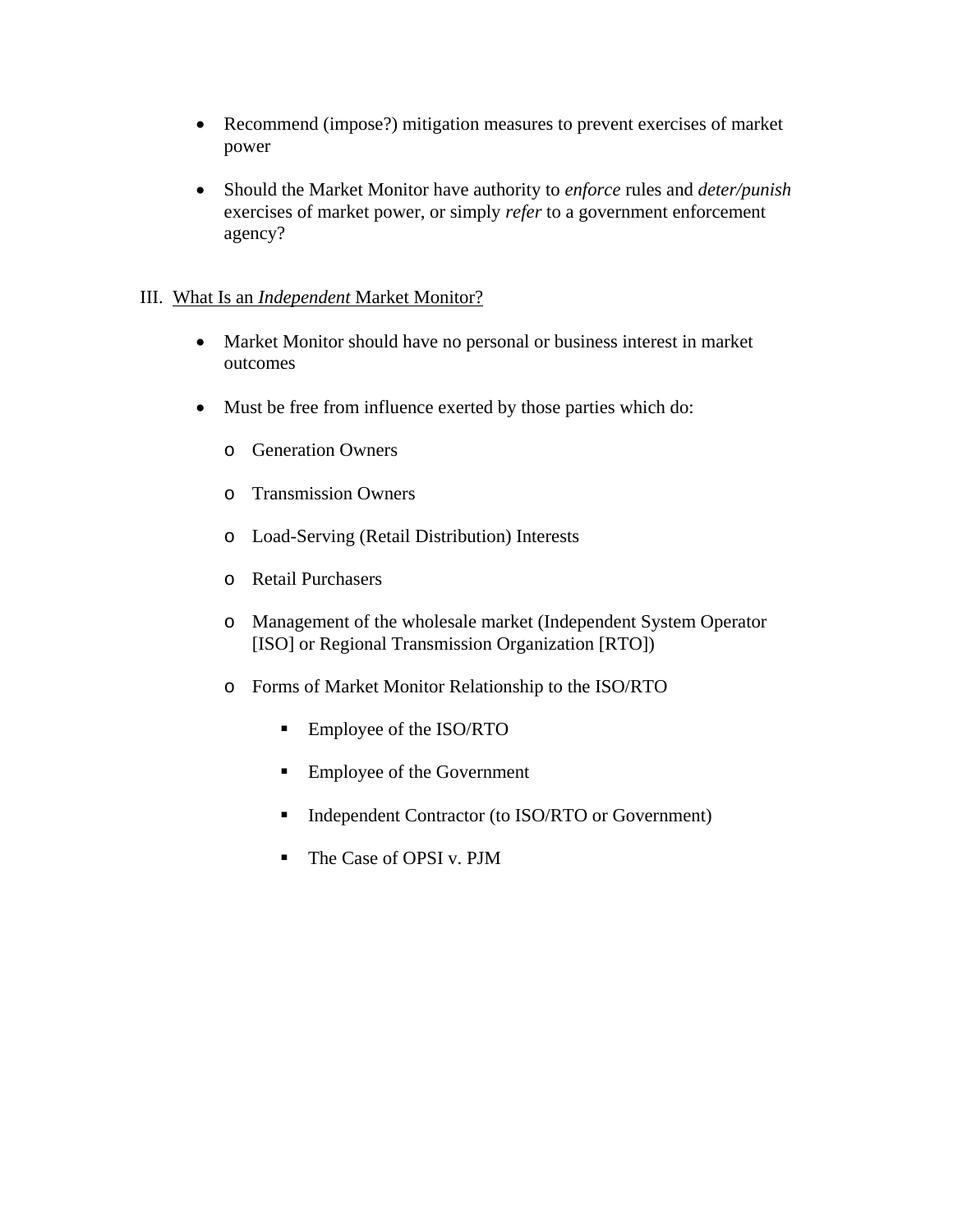- Recommend (impose?) mitigation measures to prevent exercises of market power

- Should the Market Monitor have authority to *enforce* rules and *deter/punish* exercises of market power, or simply *refer* to a government enforcement agency?

## III. <u>What Is an *Independent* Market Monitor?</u>

- Market Monitor should have no personal or business interest in market outcomes

- Must be free from influence exerted by those parties which do:

    - Generation Owners

    - Transmission Owners

    - Load-Serving (Retail Distribution) Interests

    - Retail Purchasers

    - Management of the wholesale market (Independent System Operator [ISO] or Regional Transmission Organization [RTO])

    - Forms of Market Monitor Relationship to the ISO/RTO

        - Employee of the ISO/RTO

        - Employee of the Government

        - Independent Contractor (to ISO/RTO or Government)

        - The Case of OPSI v. PJM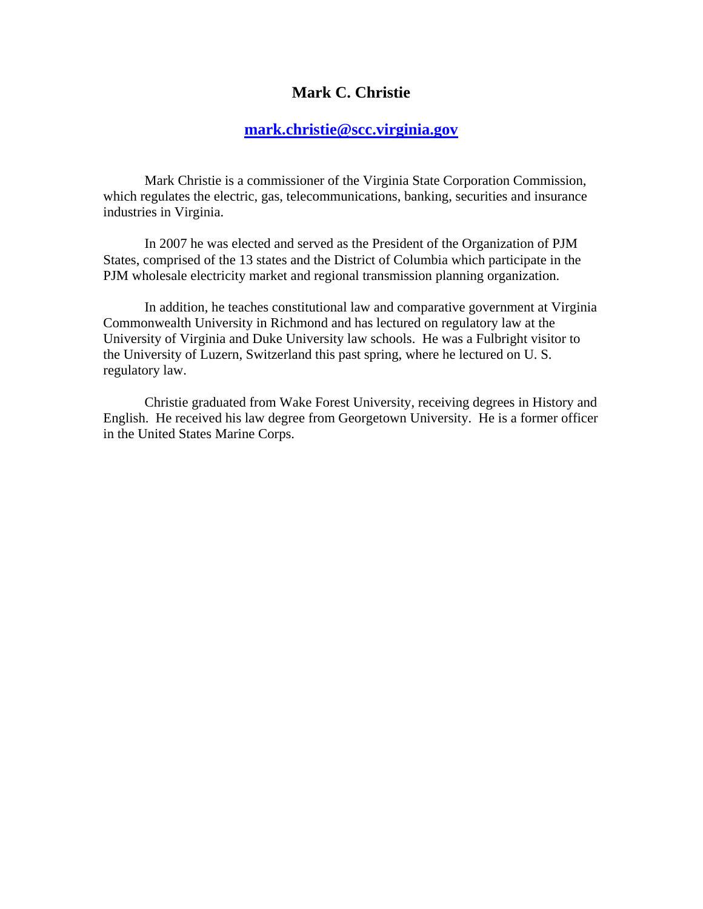# Mark C. Christie

**[mark.christie@scc.virginia.gov](mailto:mark.christie@scc.virginia.gov)**

Mark Christie is a commissioner of the Virginia State Corporation Commission, which regulates the electric, gas, telecommunications, banking, securities and insurance industries in Virginia.

In 2007 he was elected and served as the President of the Organization of PJM States, comprised of the 13 states and the District of Columbia which participate in the PJM wholesale electricity market and regional transmission planning organization.

In addition, he teaches constitutional law and comparative government at Virginia Commonwealth University in Richmond and has lectured on regulatory law at the University of Virginia and Duke University law schools. He was a Fulbright visitor to the University of Luzern, Switzerland this past spring, where he lectured on U. S. regulatory law.

Christie graduated from Wake Forest University, receiving degrees in History and English. He received his law degree from Georgetown University. He is a former officer in the United States Marine Corps.